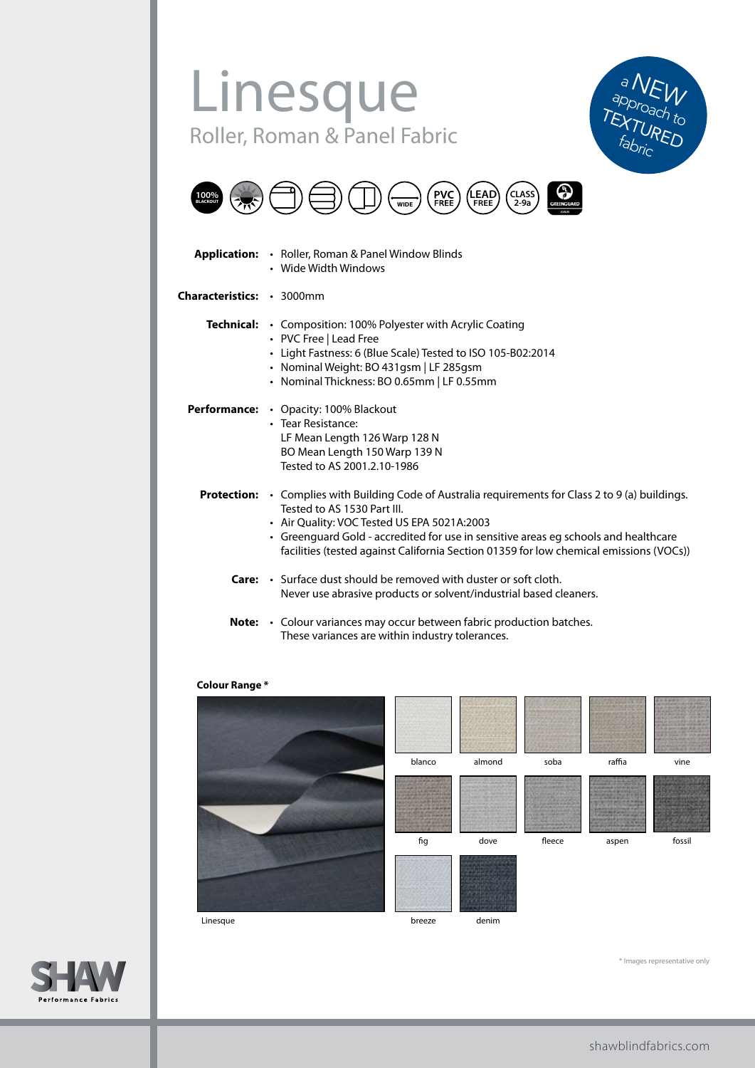# Linesque

## Roller, Roman & Panel Fabric

a NEW approach to TEXTURED fabric

100% BLACKOUT · WIDE · PVC FREE · LEAD FREE · CLASS 2-9a · GREENGUARD GOLD

**Application:**
- Roller, Roman & Panel Window Blinds
- Wide Width Windows

**Characteristics:**
- 3000mm

**Technical:**
- Composition: 100% Polyester with Acrylic Coating
- PVC Free | Lead Free
- Light Fastness: 6 (Blue Scale) Tested to ISO 105-B02:2014
- Nominal Weight: BO 431gsm | LF 285gsm
- Nominal Thickness: BO 0.65mm | LF 0.55mm

**Performance:**
- Opacity: 100% Blackout
- Tear Resistance:
  LF Mean Length 126 Warp 128 N
  BO Mean Length 150 Warp 139 N
  Tested to AS 2001.2.10-1986

**Protection:**
- Complies with Building Code of Australia requirements for Class 2 to 9 (a) buildings. Tested to AS 1530 Part III.
- Air Quality: VOC Tested US EPA 5021A:2003
- Greenguard Gold - accredited for use in sensitive areas eg schools and healthcare facilities (tested against California Section 01359 for low chemical emissions (VOCs))

**Care:**
- Surface dust should be removed with duster or soft cloth.
  Never use abrasive products or solvent/industrial based cleaners.

**Note:**
- Colour variances may occur between fabric production batches.
  These variances are within industry tolerances.

**Colour Range ***

Linesque

blanco · almond · soba · raffia · vine · fig · dove · fleece · aspen · fossil · breeze · denim

* Images representative only

SHAW Performance Fabrics

shawblindfabrics.com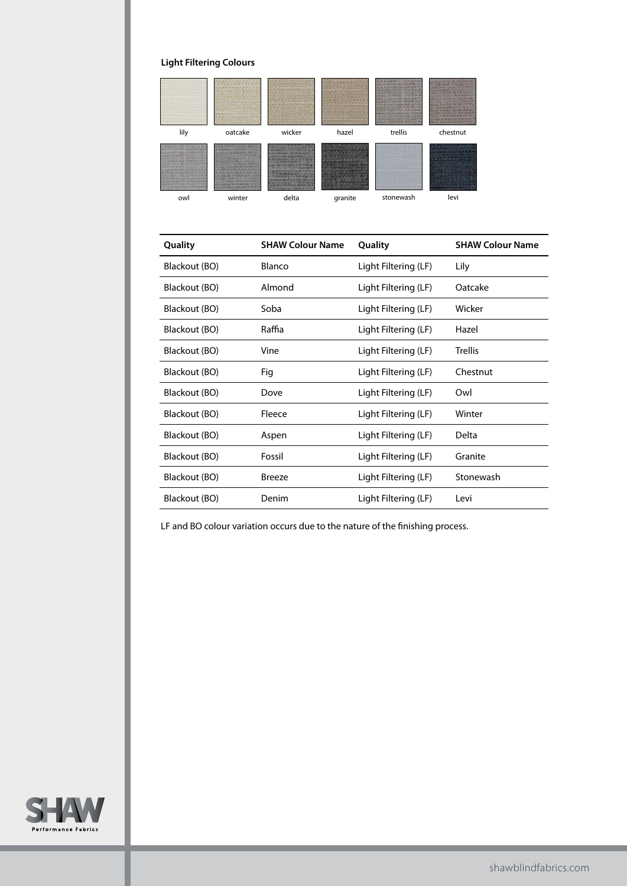**Light Filtering Colours**

lily
oatcake
wicker
hazel
trellis
chestnut
owl
winter
delta
granite
stonewash
levi

| Quality | SHAW Colour Name | Quality | SHAW Colour Name |
|---|---|---|---|
| Blackout (BO) | Blanco | Light Filtering (LF) | Lily |
| Blackout (BO) | Almond | Light Filtering (LF) | Oatcake |
| Blackout (BO) | Soba | Light Filtering (LF) | Wicker |
| Blackout (BO) | Raffia | Light Filtering (LF) | Hazel |
| Blackout (BO) | Vine | Light Filtering (LF) | Trellis |
| Blackout (BO) | Fig | Light Filtering (LF) | Chestnut |
| Blackout (BO) | Dove | Light Filtering (LF) | Owl |
| Blackout (BO) | Fleece | Light Filtering (LF) | Winter |
| Blackout (BO) | Aspen | Light Filtering (LF) | Delta |
| Blackout (BO) | Fossil | Light Filtering (LF) | Granite |
| Blackout (BO) | Breeze | Light Filtering (LF) | Stonewash |
| Blackout (BO) | Denim | Light Filtering (LF) | Levi |

LF and BO colour variation occurs due to the nature of the finishing process.

SHAW Performance Fabrics

shawblindfabrics.com